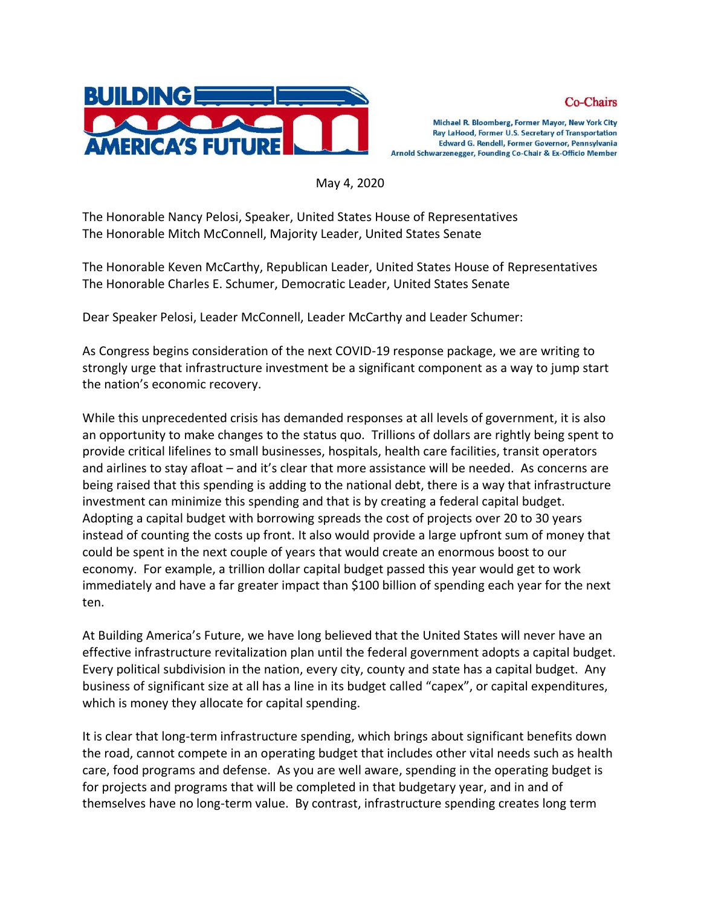**BUILDING AMERICA'S FUTURE**

**Co-Chairs**

Michael R. Bloomberg, Former Mayor, New York City
Ray LaHood, Former U.S. Secretary of Transportation
Edward G. Rendell, Former Governor, Pennsylvania
Arnold Schwarzenegger, Founding Co-Chair & Ex-Officio Member

May 4, 2020

The Honorable Nancy Pelosi, Speaker, United States House of Representatives
The Honorable Mitch McConnell, Majority Leader, United States Senate

The Honorable Keven McCarthy, Republican Leader, United States House of Representatives
The Honorable Charles E. Schumer, Democratic Leader, United States Senate

Dear Speaker Pelosi, Leader McConnell, Leader McCarthy and Leader Schumer:

As Congress begins consideration of the next COVID-19 response package, we are writing to strongly urge that infrastructure investment be a significant component as a way to jump start the nation's economic recovery.

While this unprecedented crisis has demanded responses at all levels of government, it is also an opportunity to make changes to the status quo. Trillions of dollars are rightly being spent to provide critical lifelines to small businesses, hospitals, health care facilities, transit operators and airlines to stay afloat – and it's clear that more assistance will be needed. As concerns are being raised that this spending is adding to the national debt, there is a way that infrastructure investment can minimize this spending and that is by creating a federal capital budget. Adopting a capital budget with borrowing spreads the cost of projects over 20 to 30 years instead of counting the costs up front. It also would provide a large upfront sum of money that could be spent in the next couple of years that would create an enormous boost to our economy. For example, a trillion dollar capital budget passed this year would get to work immediately and have a far greater impact than $100 billion of spending each year for the next ten.

At Building America's Future, we have long believed that the United States will never have an effective infrastructure revitalization plan until the federal government adopts a capital budget. Every political subdivision in the nation, every city, county and state has a capital budget. Any business of significant size at all has a line in its budget called "capex", or capital expenditures, which is money they allocate for capital spending.

It is clear that long-term infrastructure spending, which brings about significant benefits down the road, cannot compete in an operating budget that includes other vital needs such as health care, food programs and defense. As you are well aware, spending in the operating budget is for projects and programs that will be completed in that budgetary year, and in and of themselves have no long-term value. By contrast, infrastructure spending creates long term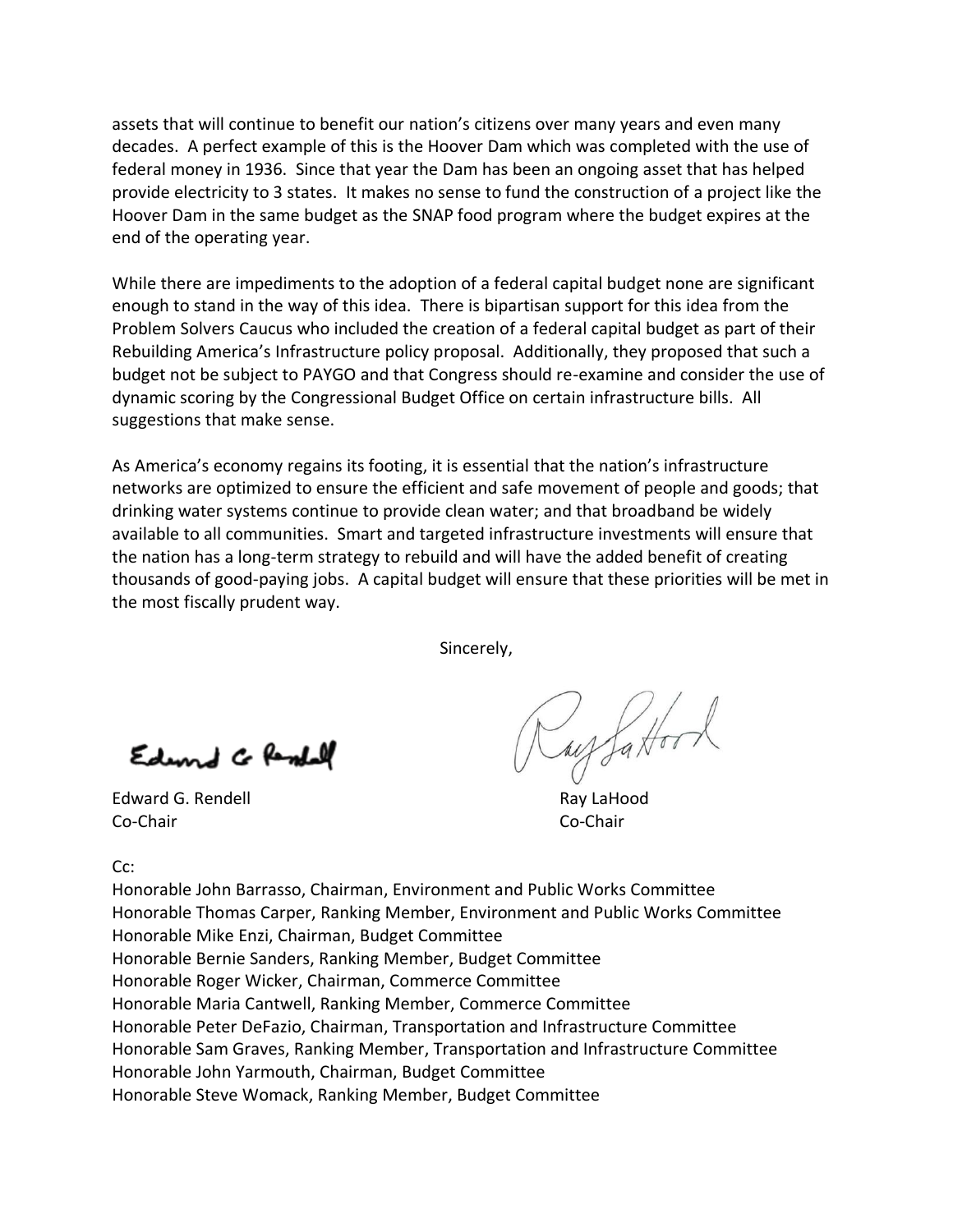assets that will continue to benefit our nation's citizens over many years and even many decades. A perfect example of this is the Hoover Dam which was completed with the use of federal money in 1936. Since that year the Dam has been an ongoing asset that has helped provide electricity to 3 states. It makes no sense to fund the construction of a project like the Hoover Dam in the same budget as the SNAP food program where the budget expires at the end of the operating year.

While there are impediments to the adoption of a federal capital budget none are significant enough to stand in the way of this idea. There is bipartisan support for this idea from the Problem Solvers Caucus who included the creation of a federal capital budget as part of their Rebuilding America's Infrastructure policy proposal. Additionally, they proposed that such a budget not be subject to PAYGO and that Congress should re-examine and consider the use of dynamic scoring by the Congressional Budget Office on certain infrastructure bills. All suggestions that make sense.

As America's economy regains its footing, it is essential that the nation's infrastructure networks are optimized to ensure the efficient and safe movement of people and goods; that drinking water systems continue to provide clean water; and that broadband be widely available to all communities. Smart and targeted infrastructure investments will ensure that the nation has a long-term strategy to rebuild and will have the added benefit of creating thousands of good-paying jobs. A capital budget will ensure that these priorities will be met in the most fiscally prudent way.

Sincerely,

Edward G. Rendell
Co-Chair

Ray LaHood
Co-Chair

Cc:
Honorable John Barrasso, Chairman, Environment and Public Works Committee
Honorable Thomas Carper, Ranking Member, Environment and Public Works Committee
Honorable Mike Enzi, Chairman, Budget Committee
Honorable Bernie Sanders, Ranking Member, Budget Committee
Honorable Roger Wicker, Chairman, Commerce Committee
Honorable Maria Cantwell, Ranking Member, Commerce Committee
Honorable Peter DeFazio, Chairman, Transportation and Infrastructure Committee
Honorable Sam Graves, Ranking Member, Transportation and Infrastructure Committee
Honorable John Yarmouth, Chairman, Budget Committee
Honorable Steve Womack, Ranking Member, Budget Committee